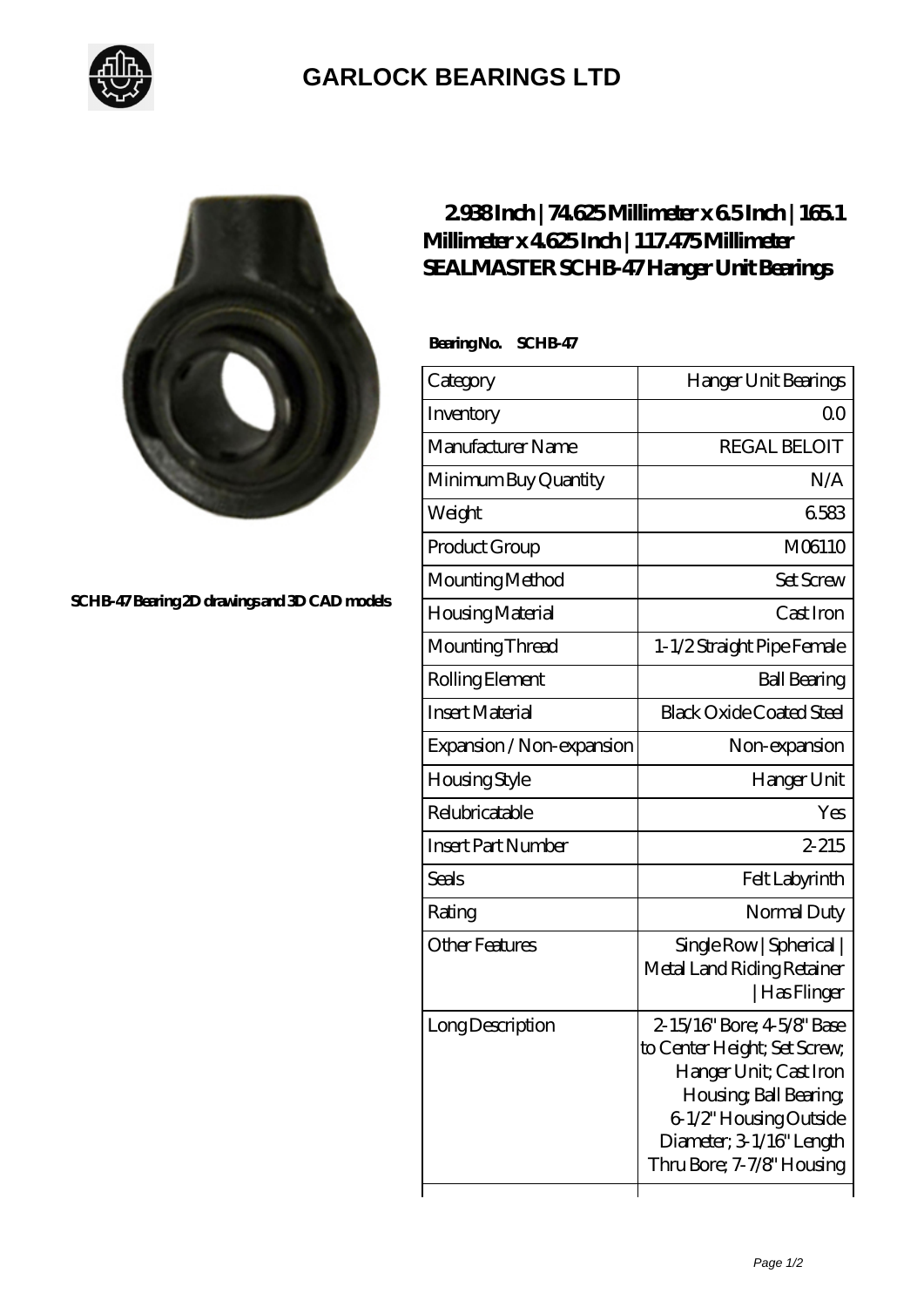# GARLOCK BEARINGS LTD

SCHB-47 Bearing 2D drawings and 3D CAD models

## 2.938 Inch | 74.625 Millimeter x 6.5 Inch | 165.1 Millimeter x 4.625 Inch | 117.475 Millimeter SEALMASTER SCHB-47 Hanger Unit Bearings

**Bearing No. SCHB-47**

| Category | Hanger Unit Bearings |
|---|---|
| Inventory | 0.0 |
| Manufacturer Name | REGAL BELOIT |
| Minimum Buy Quantity | N/A |
| Weight | 6.583 |
| Product Group | M06110 |
| Mounting Method | Set Screw |
| Housing Material | Cast Iron |
| Mounting Thread | 1-1/2 Straight Pipe Female |
| Rolling Element | Ball Bearing |
| Insert Material | Black Oxide Coated Steel |
| Expansion / Non-expansion | Non-expansion |
| Housing Style | Hanger Unit |
| Relubricatable | Yes |
| Insert Part Number | 2-215 |
| Seals | Felt Labyrinth |
| Rating | Normal Duty |
| Other Features | Single Row \| Spherical \| Metal Land Riding Retainer \| Has Flinger |
| Long Description | 2-15/16" Bore; 4-5/8" Base to Center Height; Set Screw; Hanger Unit; Cast Iron Housing; Ball Bearing; 6-1/2" Housing Outside Diameter; 3-1/16" Length Thru Bore; 7-7/8" Housing |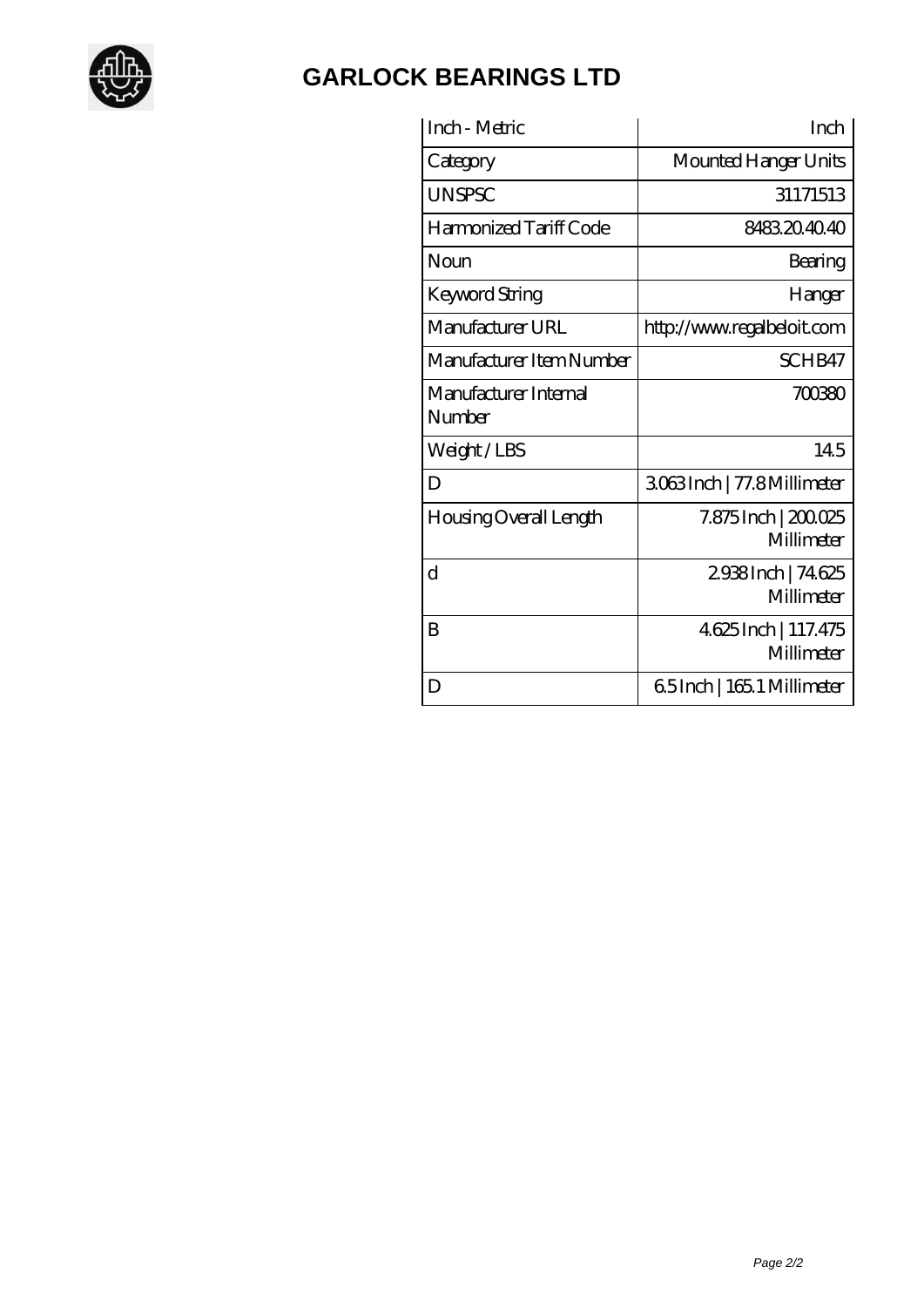# GARLOCK BEARINGS LTD

| | |
|---|---|
| Inch - Metric | Inch |
| Category | Mounted Hanger Units |
| UNSPSC | 31171513 |
| Harmonized Tariff Code | 8483.20.40.40 |
| Noun | Bearing |
| Keyword String | Hanger |
| Manufacturer URL | http://www.regalbeloit.com |
| Manufacturer Item Number | SCHB47 |
| Manufacturer Internal Number | 700380 |
| Weight / LBS | 14.5 |
| D | 3.063 Inch \| 77.8 Millimeter |
| Housing Overall Length | 7.875 Inch \| 200.025 Millimeter |
| d | 2.938 Inch \| 74.625 Millimeter |
| B | 4.625 Inch \| 117.475 Millimeter |
| D | 6.5 Inch \| 165.1 Millimeter |